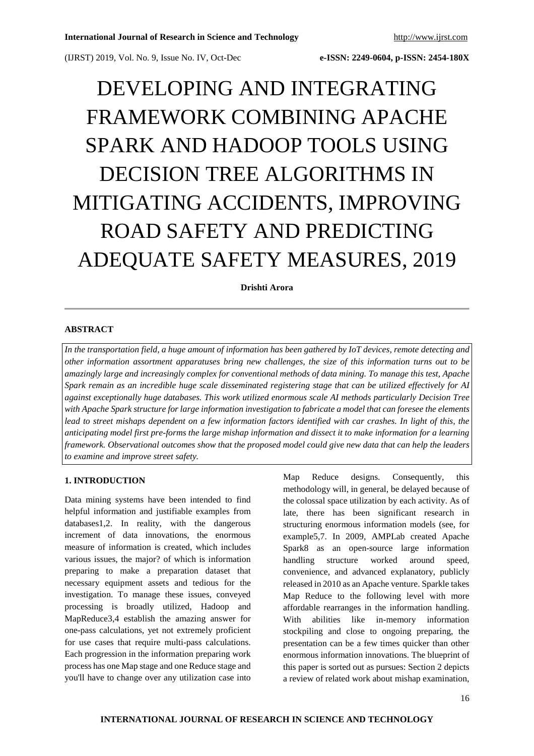# DEVELOPING AND INTEGRATING FRAMEWORK COMBINING APACHE SPARK AND HADOOP TOOLS USING DECISION TREE ALGORITHMS IN MITIGATING ACCIDENTS, IMPROVING ROAD SAFETY AND PREDICTING ADEQUATE SAFETY MEASURES, 2019

**Drishti Arora**

## ABSTRACT

*In the transportation field, a huge amount of information has been gathered by IoT devices, remote detecting and other information assortment apparatuses bring new challenges, the size of this information turns out to be amazingly large and increasingly complex for conventional methods of data mining. To manage this test, Apache Spark remain as an incredible huge scale disseminated registering stage that can be utilized effectively for AI against exceptionally huge databases. This work utilized enormous scale AI methods particularly Decision Tree with Apache Spark structure for large information investigation to fabricate a model that can foresee the elements lead to street mishaps dependent on a few information factors identified with car crashes. In light of this, the anticipating model first pre-forms the large mishap information and dissect it to make information for a learning framework. Observational outcomes show that the proposed model could give new data that can help the leaders to examine and improve street safety.*

## 1. INTRODUCTION

Data mining systems have been intended to find helpful information and justifiable examples from databases1,2. In reality, with the dangerous increment of data innovations, the enormous measure of information is created, which includes various issues, the major? of which is information preparing to make a preparation dataset that necessary equipment assets and tedious for the investigation. To manage these issues, conveyed processing is broadly utilized, Hadoop and MapReduce3,4 establish the amazing answer for one-pass calculations, yet not extremely proficient for use cases that require multi-pass calculations. Each progression in the information preparing work process has one Map stage and one Reduce stage and you'll have to change over any utilization case into Map Reduce designs. Consequently, this methodology will, in general, be delayed because of the colossal space utilization by each activity. As of late, there has been significant research in structuring enormous information models (see, for example5,7. In 2009, AMPLab created Apache Spark8 as an open-source large information handling structure worked around speed, convenience, and advanced explanatory, publicly released in 2010 as an Apache venture. Sparkle takes Map Reduce to the following level with more affordable rearranges in the information handling. With abilities like in-memory information stockpiling and close to ongoing preparing, the presentation can be a few times quicker than other enormous information innovations. The blueprint of this paper is sorted out as pursues: Section 2 depicts a review of related work about mishap examination,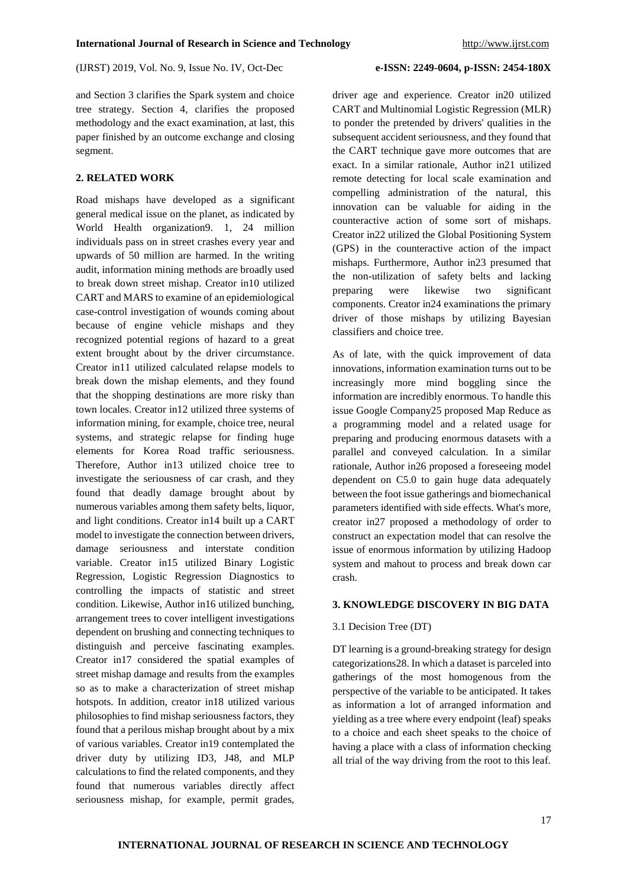and Section 3 clarifies the Spark system and choice tree strategy. Section 4, clarifies the proposed methodology and the exact examination, at last, this paper finished by an outcome exchange and closing segment.

## 2. RELATED WORK

Road mishaps have developed as a significant general medical issue on the planet, as indicated by World Health organization[9]. 1, 24 million individuals pass on in street crashes every year and upwards of 50 million are harmed. In the writing audit, information mining methods are broadly used to break down street mishap. Creator in[10] utilized CART and MARS to examine of an epidemiological case-control investigation of wounds coming about because of engine vehicle mishaps and they recognized potential regions of hazard to a great extent brought about by the driver circumstance. Creator in[11] utilized calculated relapse models to break down the mishap elements, and they found that the shopping destinations are more risky than town locales. Creator in[12] utilized three systems of information mining, for example, choice tree, neural systems, and strategic relapse for finding huge elements for Korea Road traffic seriousness. Therefore, Author in[13] utilized choice tree to investigate the seriousness of car crash, and they found that deadly damage brought about by numerous variables among them safety belts, liquor, and light conditions. Creator in[14] built up a CART model to investigate the connection between drivers, damage seriousness and interstate condition variable. Creator in[15] utilized Binary Logistic Regression, Logistic Regression Diagnostics to controlling the impacts of statistic and street condition. Likewise, Author in[16] utilized bunching, arrangement trees to cover intelligent investigations dependent on brushing and connecting techniques to distinguish and perceive fascinating examples. Creator in[17] considered the spatial examples of street mishap damage and results from the examples so as to make a characterization of street mishap hotspots. In addition, creator in[18] utilized various philosophies to find mishap seriousness factors, they found that a perilous mishap brought about by a mix of various variables. Creator in[19] contemplated the driver duty by utilizing ID3, J48, and MLP calculations to find the related components, and they found that numerous variables directly affect seriousness mishap, for example, permit grades, driver age and experience. Creator in[20] utilized CART and Multinomial Logistic Regression (MLR) to ponder the pretended by drivers' qualities in the subsequent accident seriousness, and they found that the CART technique gave more outcomes that are exact. In a similar rationale, Author in[21] utilized remote detecting for local scale examination and compelling administration of the natural, this innovation can be valuable for aiding in the counteractive action of some sort of mishaps. Creator in[22] utilized the Global Positioning System (GPS) in the counteractive action of the impact mishaps. Furthermore, Author in[23] presumed that the non-utilization of safety belts and lacking preparing were likewise two significant components. Creator in[24] examinations the primary driver of those mishaps by utilizing Bayesian classifiers and choice tree.

As of late, with the quick improvement of data innovations, information examination turns out to be increasingly more mind boggling since the information are incredibly enormous. To handle this issue Google Company[25] proposed Map Reduce as a programming model and a related usage for preparing and producing enormous datasets with a parallel and conveyed calculation. In a similar rationale, Author in[26] proposed a foreseeing model dependent on C5.0 to gain huge data adequately between the foot issue gatherings and biomechanical parameters identified with side effects. What's more, creator in[27] proposed a methodology of order to construct an expectation model that can resolve the issue of enormous information by utilizing Hadoop system and mahout to process and break down car crash.

## 3. KNOWLEDGE DISCOVERY IN BIG DATA

### 3.1 Decision Tree (DT)

DT learning is a ground-breaking strategy for design categorizations[28]. In which a dataset is parceled into gatherings of the most homogenous from the perspective of the variable to be anticipated. It takes as information a lot of arranged information and yielding as a tree where every endpoint (leaf) speaks to a choice and each sheet speaks to the choice of having a place with a class of information checking all trial of the way driving from the root to this leaf.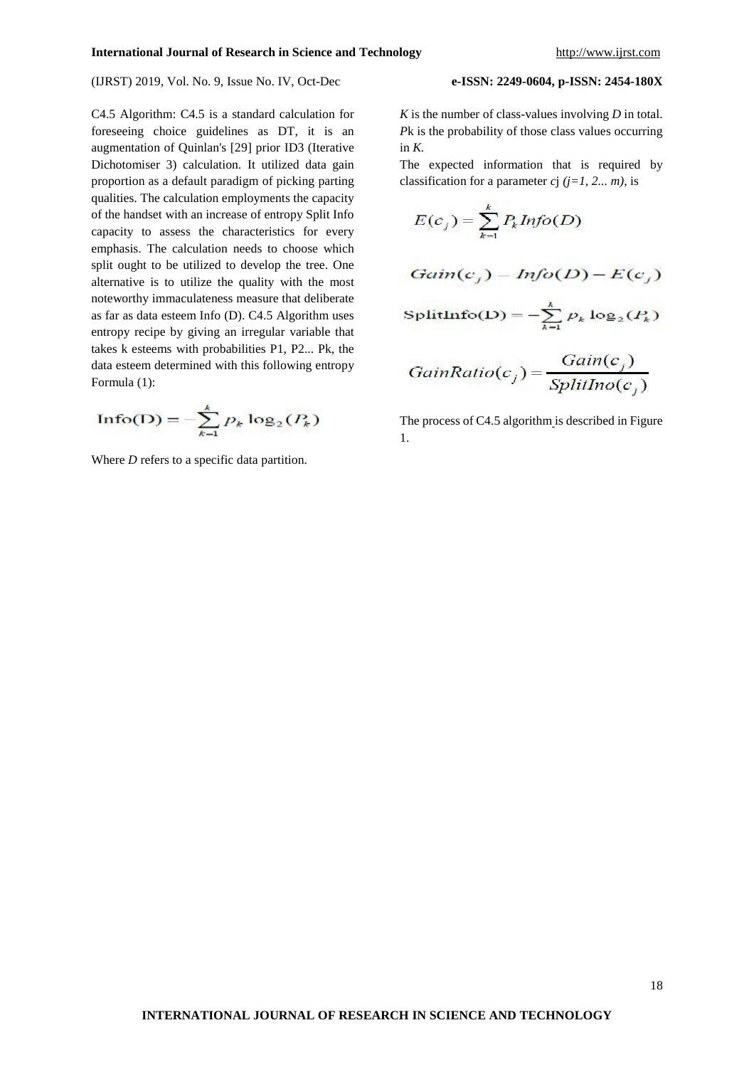C4.5 Algorithm: C4.5 is a standard calculation for foreseeing choice guidelines as DT, it is an augmentation of Quinlan's [29] prior ID3 (Iterative Dichotomiser 3) calculation. It utilized data gain proportion as a default paradigm of picking parting qualities. The calculation employments the capacity of the handset with an increase of entropy Split Info capacity to assess the characteristics for every emphasis. The calculation needs to choose which split ought to be utilized to develop the tree. One alternative is to utilize the quality with the most noteworthy immaculateness measure that deliberate as far as data esteem Info (D). C4.5 Algorithm uses entropy recipe by giving an irregular variable that takes k esteems with probabilities P1, P2... Pk, the data esteem determined with this following entropy Formula (1):

$$\text{Info}(D) = -\sum_{k=1}^{k} p_k \log_2(P_k)$$

Where *D* refers to a specific data partition.

*K* is the number of class-values involving *D* in total. *P*k is the probability of those class values occurring in *K.*

The expected information that is required by classification for a parameter $c_j$ $(j=1, 2... m)$, is

$$E(c_j) = \sum_{k=1}^{k} P_k Info(D)$$

$$Gain(c_j) = Info(D) - E(c_j)$$

$$\text{SplitInfo}(D) = -\sum_{k=1}^{k} p_k \log_2(P_k)$$

$$GainRatio(c_j) = \frac{Gain(c_j)}{SplitIno(c_j)}$$

The process of C4.5 algorithm is described in Figure 1.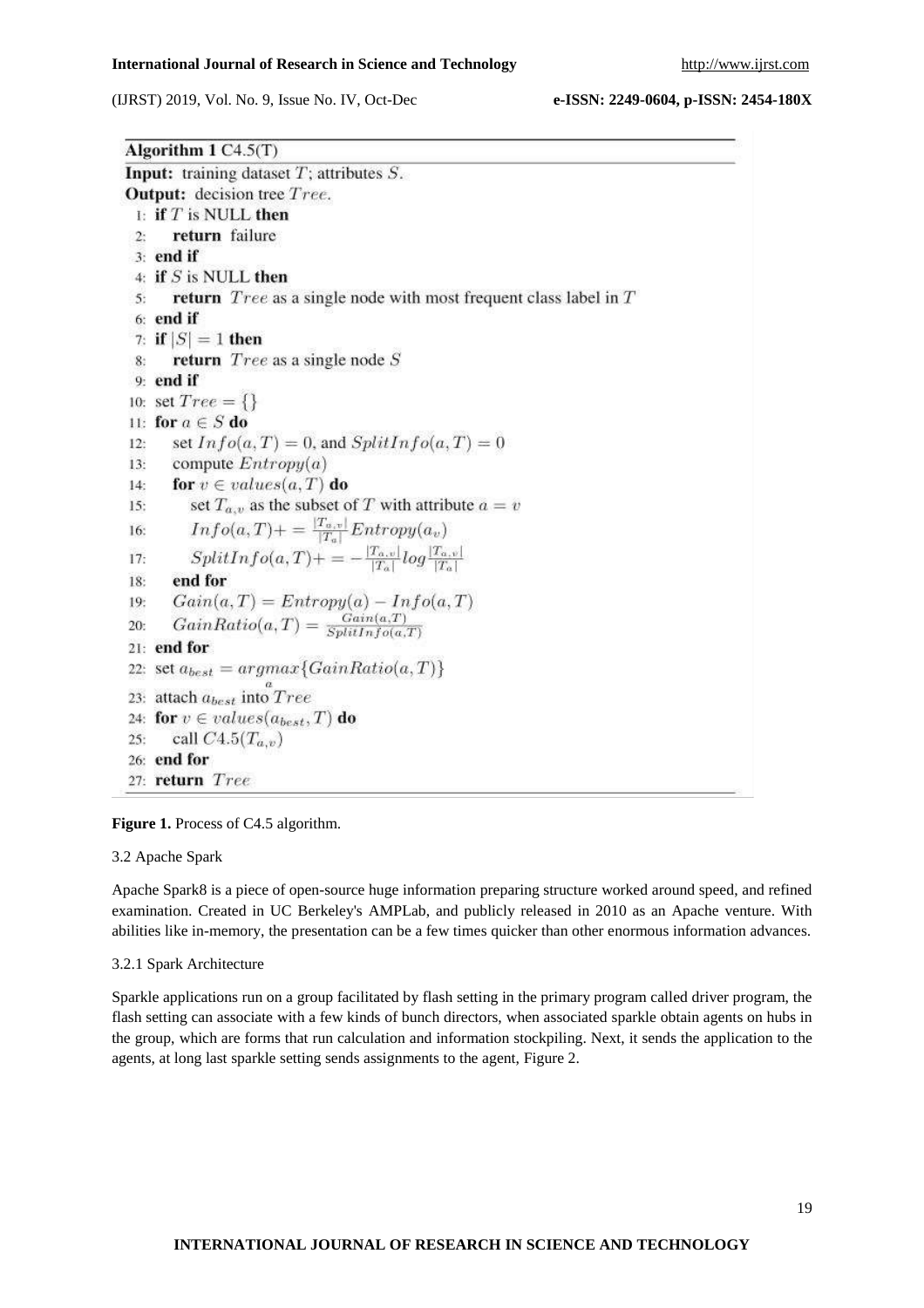**Algorithm 1** C4.5(T)

**Input:** training dataset $T$; attributes $S$.

**Output:** decision tree $Tree$.

```
1:  if T is NULL then
2:      return failure
3:  end if
4:  if S is NULL then
5:      return Tree as a single node with most frequent class label in T
6:  end if
7:  if |S| = 1 then
8:      return Tree as a single node S
9:  end if
10: set Tree = {}
11: for a ∈ S do
12:     set Info(a,T) = 0, and SplitInfo(a,T) = 0
13:     compute Entropy(a)
14:     for v ∈ values(a,T) do
15:         set T_{a,v} as the subset of T with attribute a = v
16:         Info(a,T) += (|T_{a,v}| / |T_a|) Entropy(a_v)
17:         SplitInfo(a,T) += -(|T_{a,v}| / |T_a|) log (|T_{a,v}| / |T_a|)
18:     end for
19:     Gain(a,T) = Entropy(a) - Info(a,T)
20:     GainRatio(a,T) = Gain(a,T) / SplitInfo(a,T)
21: end for
22: set a_best = argmax_a {GainRatio(a,T)}
23: attach a_best into Tree
24: for v ∈ values(a_best, T) do
25:     call C4.5(T_{a,v})
26: end for
27: return Tree
```

**Figure 1.** Process of C4.5 algorithm.

### 3.2 Apache Spark

Apache Spark8 is a piece of open-source huge information preparing structure worked around speed, and refined examination. Created in UC Berkeley's AMPLab, and publicly released in 2010 as an Apache venture. With abilities like in-memory, the presentation can be a few times quicker than other enormous information advances.

#### 3.2.1 Spark Architecture

Sparkle applications run on a group facilitated by flash setting in the primary program called driver program, the flash setting can associate with a few kinds of bunch directors, when associated sparkle obtain agents on hubs in the group, which are forms that run calculation and information stockpiling. Next, it sends the application to the agents, at long last sparkle setting sends assignments to the agent, Figure 2.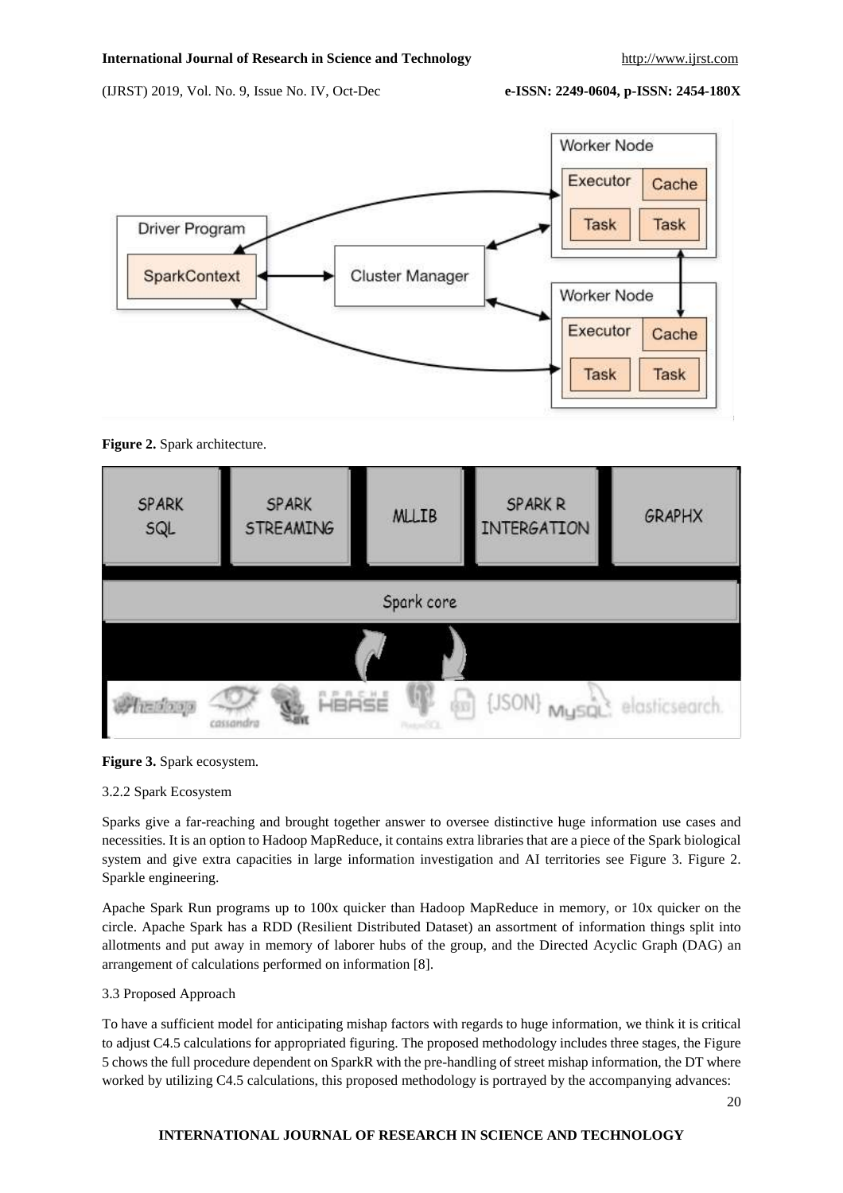**Figure 2.** Spark architecture.

**Figure 3.** Spark ecosystem.

3.2.2 Spark Ecosystem

Sparks give a far-reaching and brought together answer to oversee distinctive huge information use cases and necessities. It is an option to Hadoop MapReduce, it contains extra libraries that are a piece of the Spark biological system and give extra capacities in large information investigation and AI territories see Figure 3. Figure 2. Sparkle engineering.

Apache Spark Run programs up to 100x quicker than Hadoop MapReduce in memory, or 10x quicker on the circle. Apache Spark has a RDD (Resilient Distributed Dataset) an assortment of information things split into allotments and put away in memory of laborer hubs of the group, and the Directed Acyclic Graph (DAG) an arrangement of calculations performed on information [8].

3.3 Proposed Approach

To have a sufficient model for anticipating mishap factors with regards to huge information, we think it is critical to adjust C4.5 calculations for appropriated figuring. The proposed methodology includes three stages, the Figure 5 chows the full procedure dependent on SparkR with the pre-handling of street mishap information, the DT where worked by utilizing C4.5 calculations, this proposed methodology is portrayed by the accompanying advances: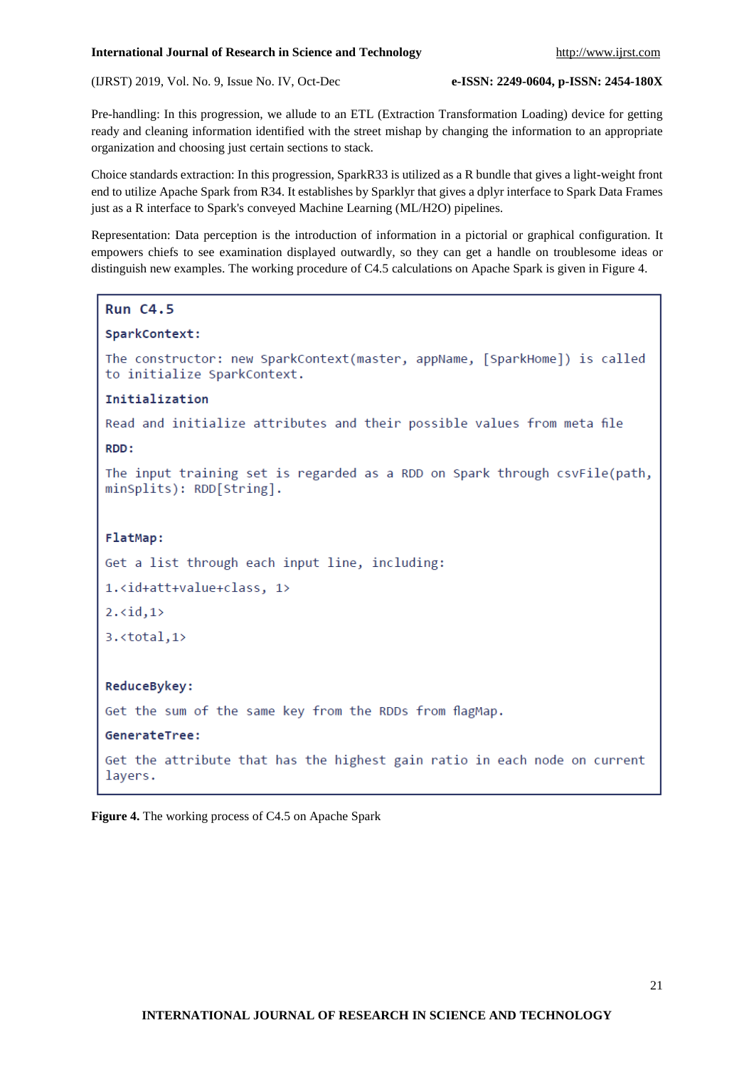Pre-handling: In this progression, we allude to an ETL (Extraction Transformation Loading) device for getting ready and cleaning information identified with the street mishap by changing the information to an appropriate organization and choosing just certain sections to stack.

Choice standards extraction: In this progression, SparkR33 is utilized as a R bundle that gives a light-weight front end to utilize Apache Spark from R34. It establishes by Sparklyr that gives a dplyr interface to Spark Data Frames just as a R interface to Spark's conveyed Machine Learning (ML/H2O) pipelines.

Representation: Data perception is the introduction of information in a pictorial or graphical configuration. It empowers chiefs to see examination displayed outwardly, so they can get a handle on troublesome ideas or distinguish new examples. The working procedure of C4.5 calculations on Apache Spark is given in Figure 4.

```
Run C4.5

SparkContext:

The constructor: new SparkContext(master, appName, [SparkHome]) is called
to initialize SparkContext.

Initialization

Read and initialize attributes and their possible values from meta file

RDD:

The input training set is regarded as a RDD on Spark through csvFile(path,
minSplits): RDD[String].


FlatMap:

Get a list through each input line, including:

1.<id+att+value+class, 1>

2.<id,1>

3.<total,1>


ReduceBykey:

Get the sum of the same key from the RDDs from flagMap.

GenerateTree:

Get the attribute that has the highest gain ratio in each node on current
layers.
```

**Figure 4.** The working process of C4.5 on Apache Spark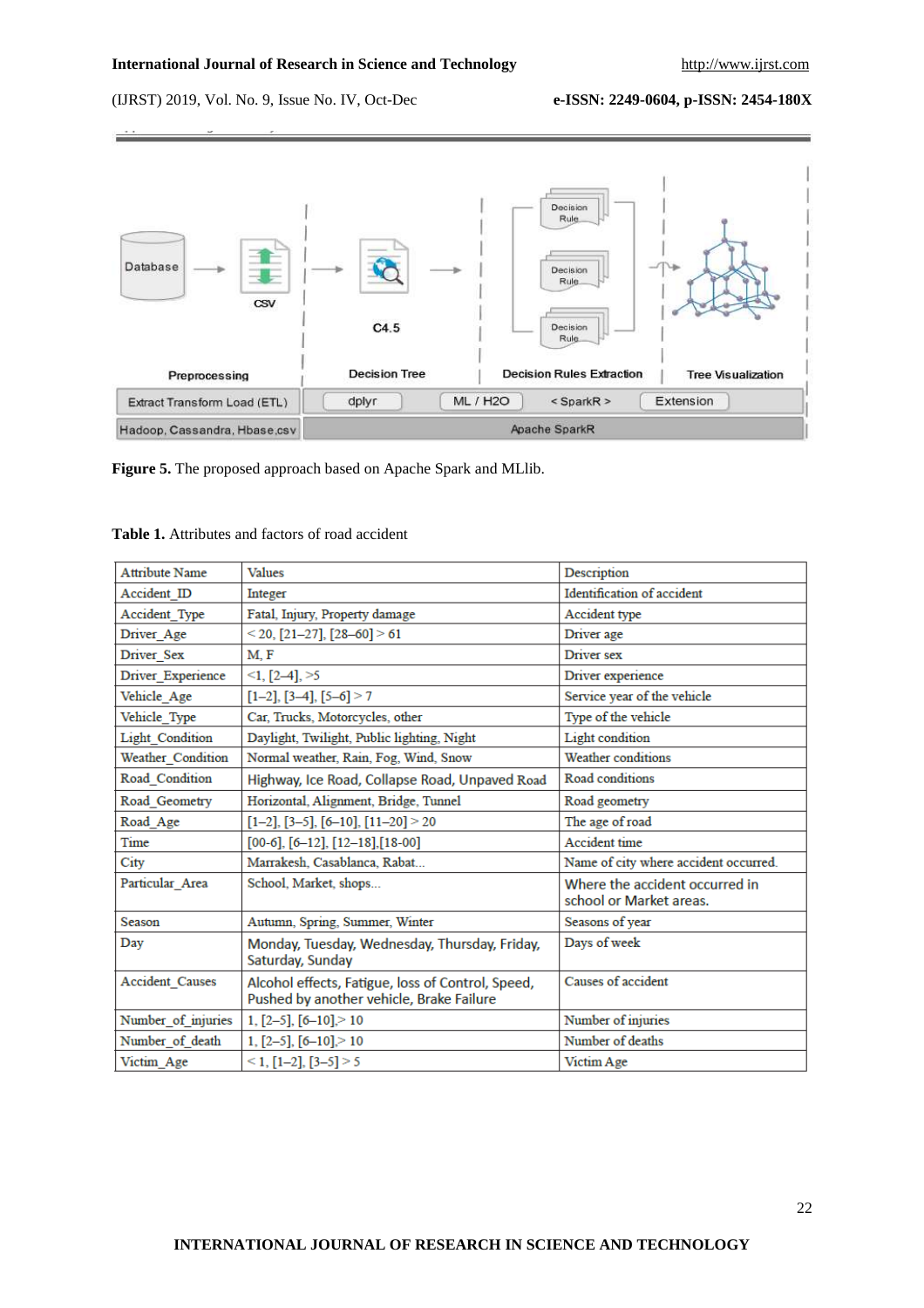**Figure 5.** The proposed approach based on Apache Spark and MLlib.

**Table 1.** Attributes and factors of road accident

| Attribute Name | Values | Description |
|---|---|---|
| Accident_ID | Integer | Identification of accident |
| Accident_Type | Fatal, Injury, Property damage | Accident type |
| Driver_Age | < 20, [21–27], [28–60] > 61 | Driver age |
| Driver_Sex | M, F | Driver sex |
| Driver_Experience | <1, [2–4], >5 | Driver experience |
| Vehicle_Age | [1–2], [3–4], [5–6] > 7 | Service year of the vehicle |
| Vehicle_Type | Car, Trucks, Motorcycles, other | Type of the vehicle |
| Light_Condition | Daylight, Twilight, Public lighting, Night | Light condition |
| Weather_Condition | Normal weather, Rain, Fog, Wind, Snow | Weather conditions |
| Road_Condition | Highway, Ice Road, Collapse Road, Unpaved Road | Road conditions |
| Road_Geometry | Horizontal, Alignment, Bridge, Tunnel | Road geometry |
| Road_Age | [1–2], [3–5], [6–10], [11–20] > 20 | The age of road |
| Time | [00-6], [6–12], [12–18],[18-00] | Accident time |
| City | Marrakesh, Casablanca, Rabat... | Name of city where accident occurred. |
| Particular_Area | School, Market, shops... | Where the accident occurred in school or Market areas. |
| Season | Autumn, Spring, Summer, Winter | Seasons of year |
| Day | Monday, Tuesday, Wednesday, Thursday, Friday, Saturday, Sunday | Days of week |
| Accident_Causes | Alcohol effects, Fatigue, loss of Control, Speed, Pushed by another vehicle, Brake Failure | Causes of accident |
| Number_of_injuries | 1, [2–5], [6–10],> 10 | Number of injuries |
| Number_of_death | 1, [2–5], [6–10],> 10 | Number of deaths |
| Victim_Age | < 1, [1–2], [3–5] > 5 | Victim Age |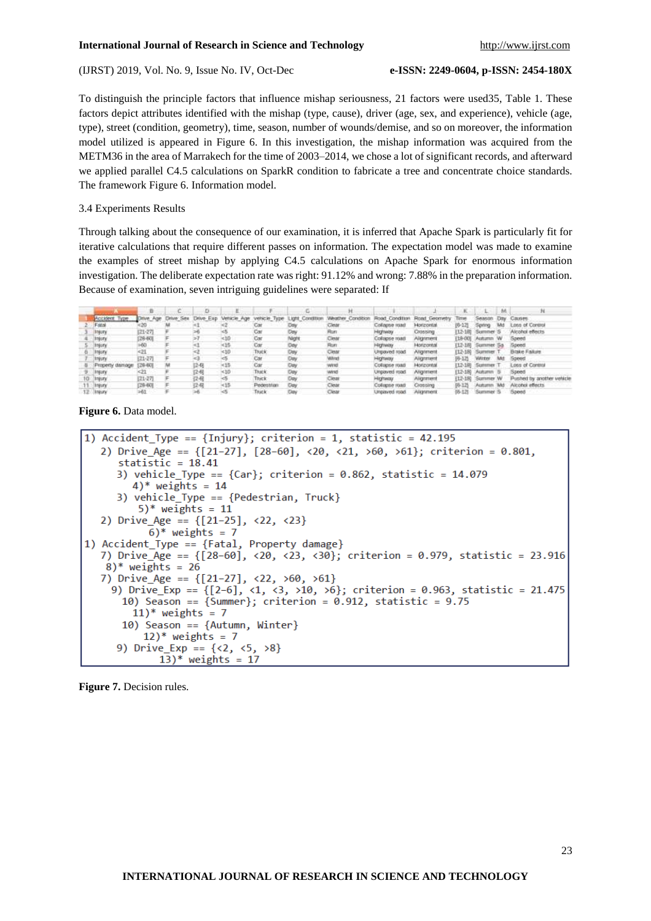To distinguish the principle factors that influence mishap seriousness, 21 factors were used35, Table 1. These factors depict attributes identified with the mishap (type, cause), driver (age, sex, and experience), vehicle (age, type), street (condition, geometry), time, season, number of wounds/demise, and so on moreover, the information model utilized is appeared in Figure 6. In this investigation, the mishap information was acquired from the METM36 in the area of Marrakech for the time of 2003–2014, we chose a lot of significant records, and afterward we applied parallel C4.5 calculations on SparkR condition to fabricate a tree and concentrate choice standards. The framework Figure 6. Information model.

3.4 Experiments Results

Through talking about the consequence of our examination, it is inferred that Apache Spark is particularly fit for iterative calculations that require different passes on information. The expectation model was made to examine the examples of street mishap by applying C4.5 calculations on Apache Spark for enormous information investigation. The deliberate expectation rate was right: 91.12% and wrong: 7.88% in the preparation information. Because of examination, seven intriguing guidelines were separated: If

| | A | B | C | D | E | F | G | H | I | J | K | L | M | N |
|---|---|---|---|---|---|---|---|---|---|---|---|---|---|---|
| 1 | Accident_Type | Drive_Age | Drive_Sex | Drive_Exp | Vehicle_Age | vehicle_Type | Light_Condition | Weather_Condition | Road_Condition | Road_Geometry | Time | Season | Day | Causes |
| 2 | Fatal | <20 | M | <1 | <2 | Car | Day | Clear | Collapse road | Horizontal | [6-12] | Spring | Md | Loss of Control |
| 3 | Injury | [21-27] | F | >6 | <5 | Car | Day | Rain | Highway | Crossing | [12-18] | Summer | S | Alcohol effects |
| 4 | Injury | [28-60] | F | >7 | <10 | Car | Night | Clear | Collapse road | Alignment | [18-00] | Autumn | W | Speed |
| 5 | Injury | >60 | F | <1 | <15 | Car | Day | Rain | Highway | Horizontal | [12-18] | Summer | Sa | Speed |
| 6 | Injury | <21 | F | <2 | <10 | Truck | Day | Clear | Unpaved road | Alignment | [12-18] | Summer | T | Brake Failure |
| 7 | Injury | [21-27] | F | <3 | <5 | Car | Day | Wind | Highway | Alignment | [6-12] | Winter | Md | Speed |
| 8 | Property damage | [28-60] | M | [2-6] | <15 | Car | Day | wind | Collapse road | Horizontal | [12-18] | Summer | T | Loss of Control |
| 9 | Injury | <21 | F | [2-6] | <10 | Truck | Day | wind | Unpaved road | Alignment | [12-18] | Autumn | S | Speed |
| 10 | Injury | [21-27] | F | [2-6] | <5 | Truck | Day | Clear | Highway | Alignment | [12-18] | Summer | W | Pushed by another vehicle |
| 11 | Injury | [28-60] | F | [2-6] | <15 | Pedestrian | Day | Clear | Collapse road | Crossing | [6-12] | Autumn | Md | Alcohol effects |
| 12 | Injury | >61 | F | >6 | <5 | Truck | Day | Clear | Unpaved road | Alignment | [6-12] | Summer | S | Speed |

**Figure 6.** Data model.

```
1) Accident_Type == {Injury}; criterion = 1, statistic = 42.195
   2) Drive_Age == {[21-27], [28-60], <20, <21, >60, >61}; criterion = 0.801,
      statistic = 18.41
      3) vehicle_Type == {Car}; criterion = 0.862, statistic = 14.079
         4)* weights = 14
      3) vehicle_Type == {Pedestrian, Truck}
         5)* weights = 11
   2) Drive_Age == {[21-25], <22, <23}
          6)* weights = 7
1) Accident_Type == {Fatal, Property damage}
   7) Drive_Age == {[28-60], <20, <23, <30}; criterion = 0.979, statistic = 23.916
    8)* weights = 26
   7) Drive_Age == {[21-27], <22, >60, >61}
     9) Drive_Exp == {[2-6], <1, <3, >10, >6}; criterion = 0.963, statistic = 21.475
       10) Season == {Summer}; criterion = 0.912, statistic = 9.75
         11)* weights = 7
       10) Season == {Autumn, Winter}
           12)* weights = 7
     9) Drive_Exp == {<2, <5, >8}
              13)* weights = 17
```

**Figure 7.** Decision rules.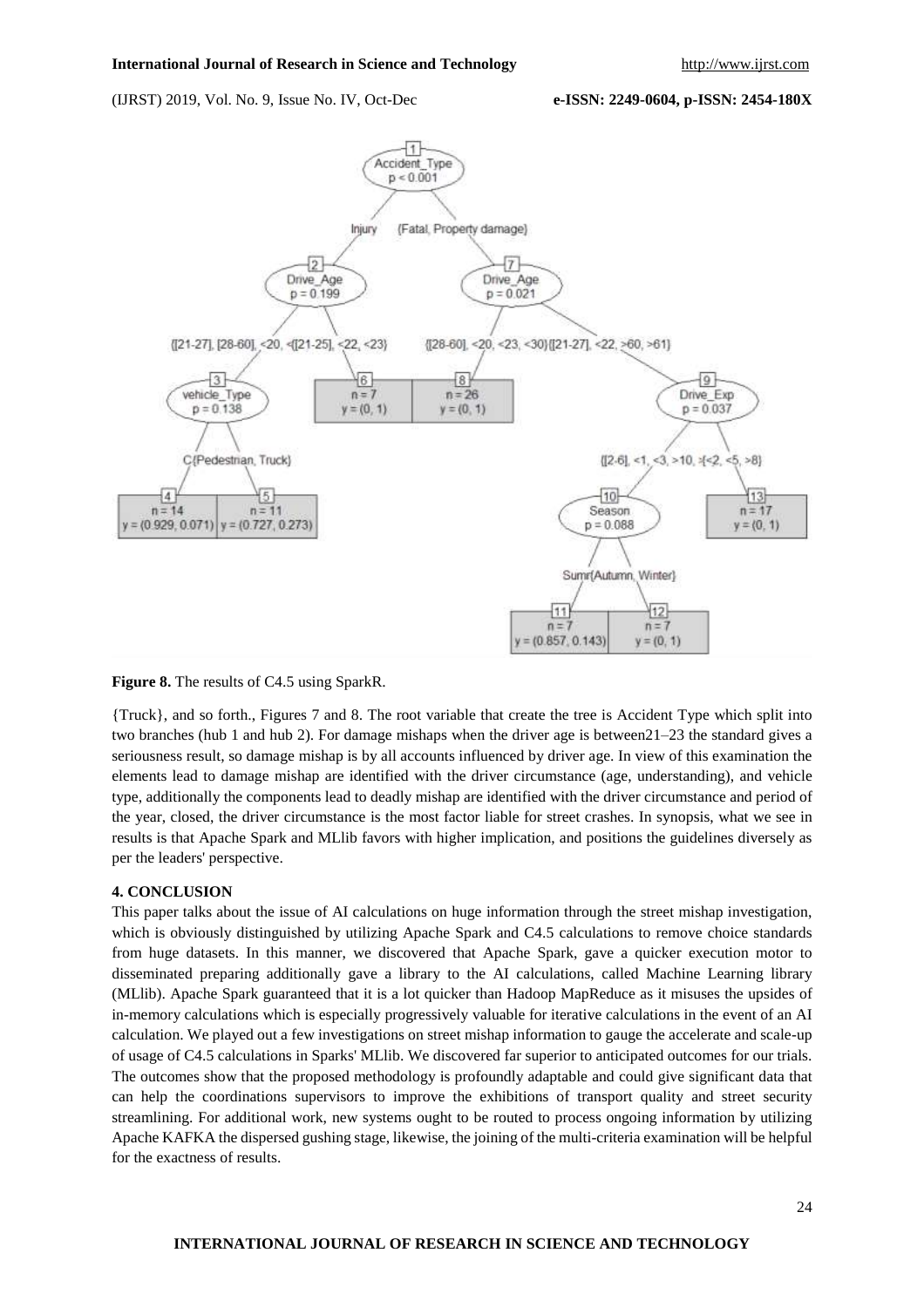1
Accident_Type
p < 0.001

Injury
{Fatal, Property damage}

2
Drive_Age
p = 0.199

7
Drive_Age
p = 0.021

{[21-27], [28-60], <20, <{[21-25], <22, <23}

{[28-60], <20, <23, <30}{[21-27], <22, >60, >61}

3
vehicle_Type
p = 0.138

6
n = 7
y = (0, 1)

8
n = 26
y = (0, 1)

9
Drive_Exp
p = 0.037

C{Pedestrian, Truck}

{[2-6], <1, <3, >10, >{<2, <5, >8}

4
n = 14
y = (0.929, 0.071)

5
n = 11
y = (0.727, 0.273)

10
Season
p = 0.088

13
n = 17
y = (0, 1)

Sumr{Autumn, Winter}

11
n = 7
y = (0.857, 0.143)

12
n = 7
y = (0, 1)

**Figure 8.** The results of C4.5 using SparkR.

{Truck}, and so forth., Figures 7 and 8. The root variable that create the tree is Accident Type which split into two branches (hub 1 and hub 2). For damage mishaps when the driver age is between21–23 the standard gives a seriousness result, so damage mishap is by all accounts influenced by driver age. In view of this examination the elements lead to damage mishap are identified with the driver circumstance (age, understanding), and vehicle type, additionally the components lead to deadly mishap are identified with the driver circumstance and period of the year, closed, the driver circumstance is the most factor liable for street crashes. In synopsis, what we see in results is that Apache Spark and MLlib favors with higher implication, and positions the guidelines diversely as per the leaders' perspective.

## 4. CONCLUSION

This paper talks about the issue of AI calculations on huge information through the street mishap investigation, which is obviously distinguished by utilizing Apache Spark and C4.5 calculations to remove choice standards from huge datasets. In this manner, we discovered that Apache Spark, gave a quicker execution motor to disseminated preparing additionally gave a library to the AI calculations, called Machine Learning library (MLlib). Apache Spark guaranteed that it is a lot quicker than Hadoop MapReduce as it misuses the upsides of in-memory calculations which is especially progressively valuable for iterative calculations in the event of an AI calculation. We played out a few investigations on street mishap information to gauge the accelerate and scale-up of usage of C4.5 calculations in Sparks' MLlib. We discovered far superior to anticipated outcomes for our trials. The outcomes show that the proposed methodology is profoundly adaptable and could give significant data that can help the coordinations supervisors to improve the exhibitions of transport quality and street security streamlining. For additional work, new systems ought to be routed to process ongoing information by utilizing Apache KAFKA the dispersed gushing stage, likewise, the joining of the multi-criteria examination will be helpful for the exactness of results.